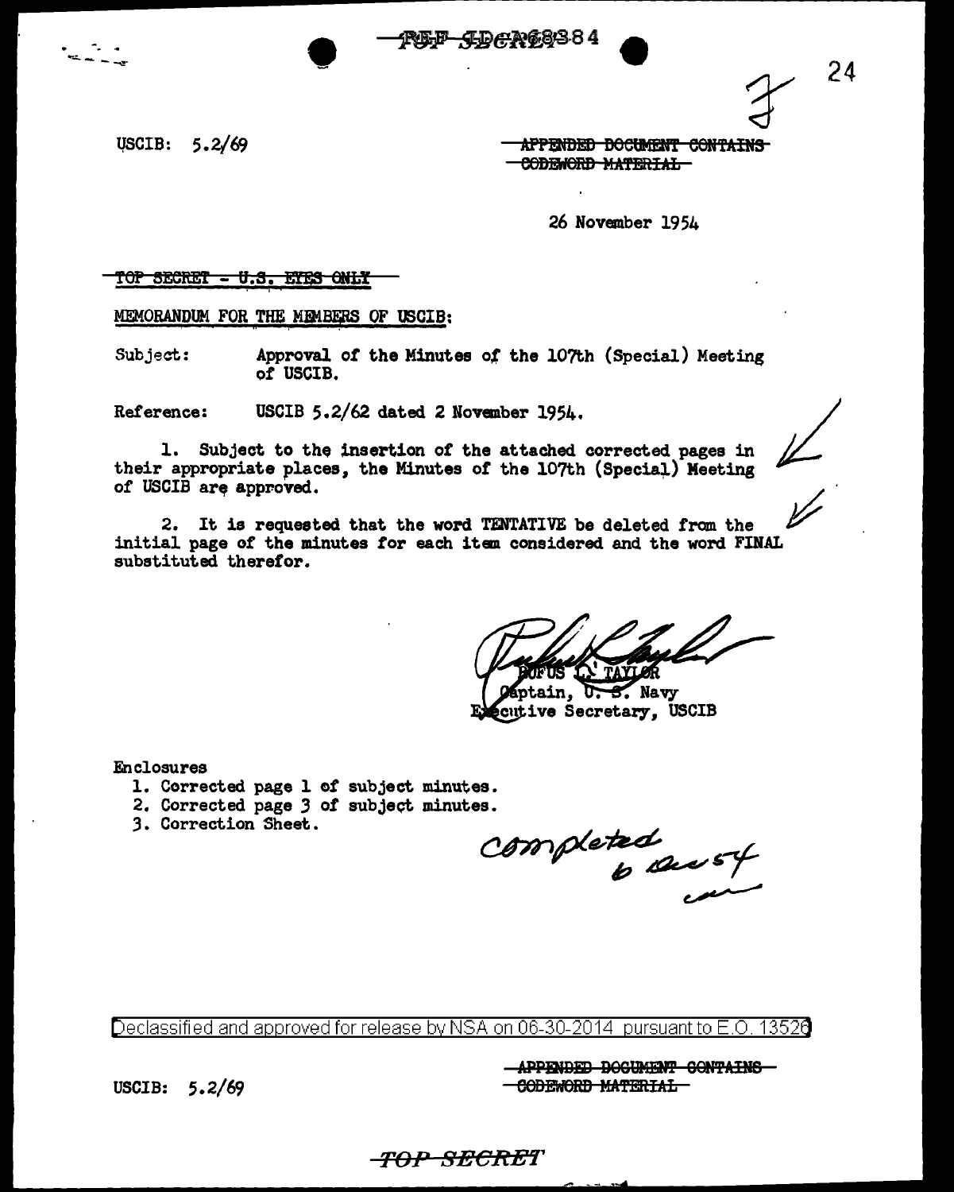USCIB: 5.2/69

~~APPENDED DOCUMENT CONTAINS CODEWORD MATERIAL~~

26 November 1954

~~TOP SECRET - U.S. EYES ONLY~~

MEMORANDUM FOR THE MEMBERS OF USCIB:

Subject: Approval of the Minutes of the 107th (Special) Meeting of USCIB.

Reference: USCIB 5.2/62 dated 2 November 1954.

1. Subject to the insertion of the attached corrected pages in their appropriate places, the Minutes of the 107th (Special) Meeting of USCIB are approved.

2. It is requested that the word TENTATIVE be deleted from the initial page of the minutes for each item considered and the word FINAL substituted therefor.

RUFUS L. TAYLOR
Captain, U. S. Navy
Executive Secretary, USCIB

Enclosures
1. Corrected page 1 of subject minutes.
2. Corrected page 3 of subject minutes.
3. Correction Sheet.

Completed 6 Dec 54

Declassified and approved for release by NSA on 06-30-2014 pursuant to E.O. 13526

USCIB: 5.2/69

~~APPENDED DOCUMENT CONTAINS CODEWORD MATERIAL~~

~~TOP SECRET~~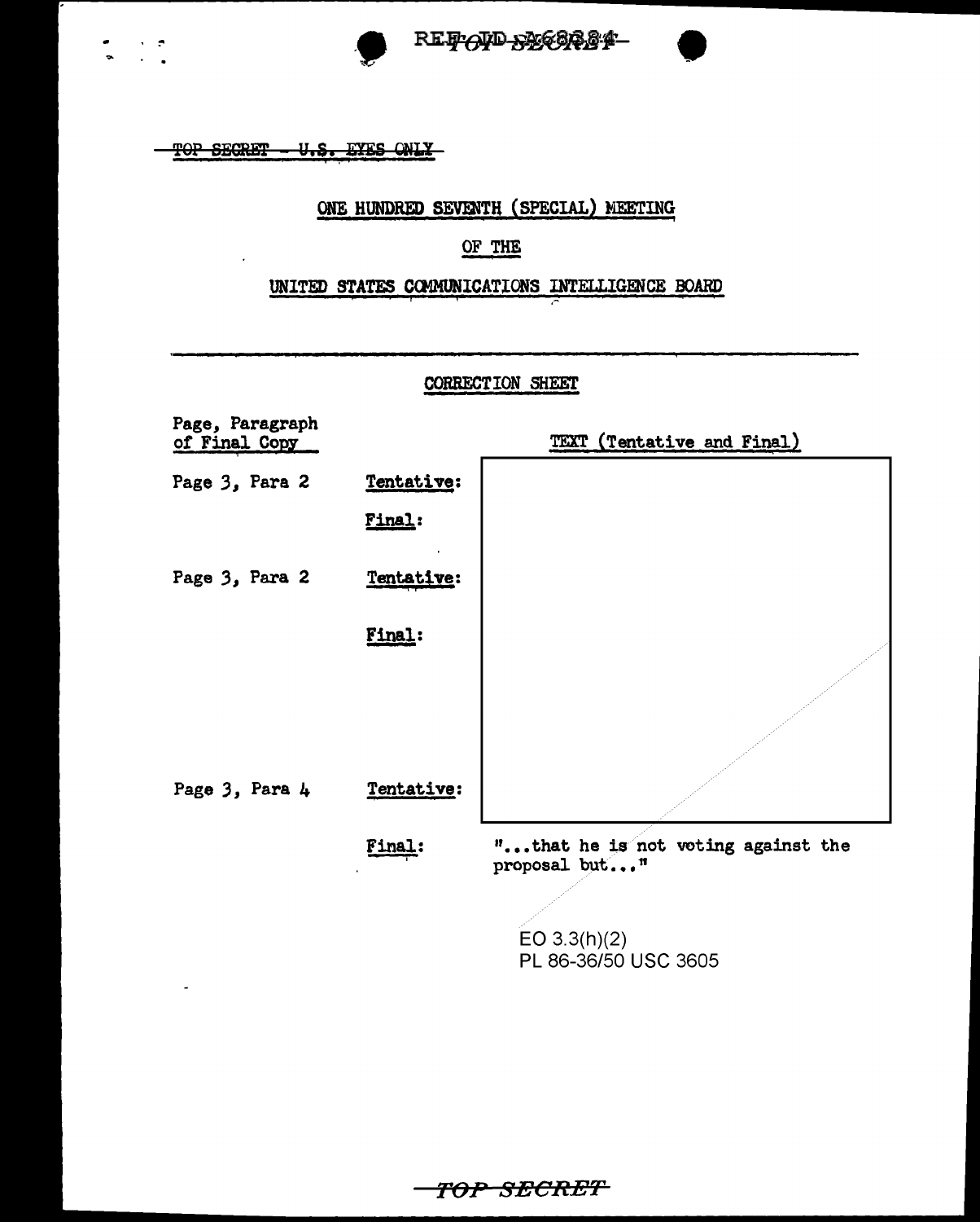TOP SECRET - U.S. EYES ONLY

## ONE HUNDRED SEVENTH (SPECIAL) MEETING

## OF THE

## UNITED STATES COMMUNICATIONS INTELLIGENCE BOARD

---

### CORRECTION SHEET

| Page, Paragraph of Final Copy | | TEXT (Tentative and Final) |
|---|---|---|
| Page 3, Para 2 | Tentative: | |
| | Final: | |
| Page 3, Para 2 | Tentative: | |
| | Final: | |
| Page 3, Para 4 | Tentative: | |
| | Final: | "...that he is not voting against the proposal but..." |

EO 3.3(h)(2)
PL 86-36/50 USC 3605

TOP SECRET